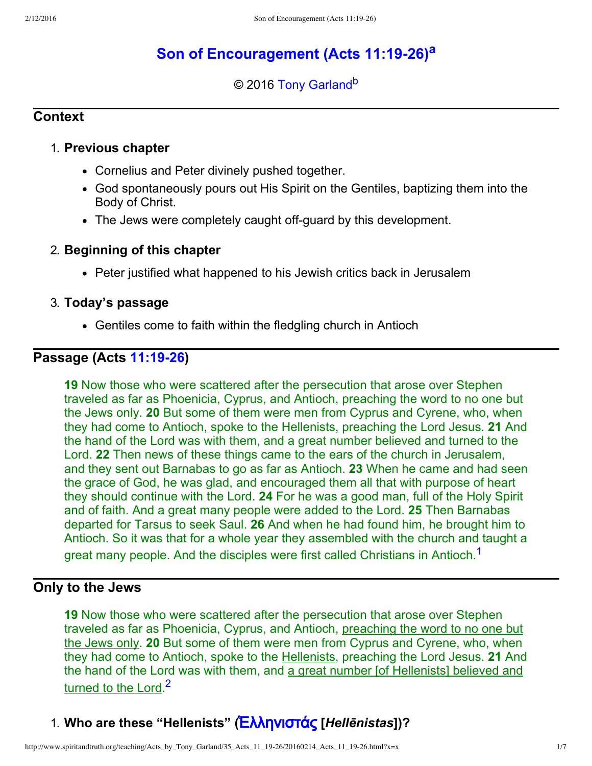# Son of Encouragement (Acts 11:19-26)[a]

© 2016 Tony Garland[b]

## Context

1. **Previous chapter**
   - Cornelius and Peter divinely pushed together.
   - God spontaneously pours out His Spirit on the Gentiles, baptizing them into the Body of Christ.
   - The Jews were completely caught off-guard by this development.
2. **Beginning of this chapter**
   - Peter justified what happened to his Jewish critics back in Jerusalem
3. **Today's passage**
   - Gentiles come to faith within the fledgling church in Antioch

## Passage (Acts 11:19-26)

> **19** Now those who were scattered after the persecution that arose over Stephen traveled as far as Phoenicia, Cyprus, and Antioch, preaching the word to no one but the Jews only. **20** But some of them were men from Cyprus and Cyrene, who, when they had come to Antioch, spoke to the Hellenists, preaching the Lord Jesus. **21** And the hand of the Lord was with them, and a great number believed and turned to the Lord. **22** Then news of these things came to the ears of the church in Jerusalem, and they sent out Barnabas to go as far as Antioch. **23** When he came and had seen the grace of God, he was glad, and encouraged them all that with purpose of heart they should continue with the Lord. **24** For he was a good man, full of the Holy Spirit and of faith. And a great many people were added to the Lord. **25** Then Barnabas departed for Tarsus to seek Saul. **26** And when he had found him, he brought him to Antioch. So it was that for a whole year they assembled with the church and taught a great many people. And the disciples were first called Christians in Antioch.[1]

## Only to the Jews

> **19** Now those who were scattered after the persecution that arose over Stephen traveled as far as Phoenicia, Cyprus, and Antioch, preaching the word to no one but the Jews only. **20** But some of them were men from Cyprus and Cyrene, who, when they had come to Antioch, spoke to the Hellenists, preaching the Lord Jesus. **21** And the hand of the Lord was with them, and a great number [of Hellenists] believed and turned to the Lord.[2]

1. **Who are these "Hellenists" (Ἑλληνιστάς [*Hellēnistas*])?**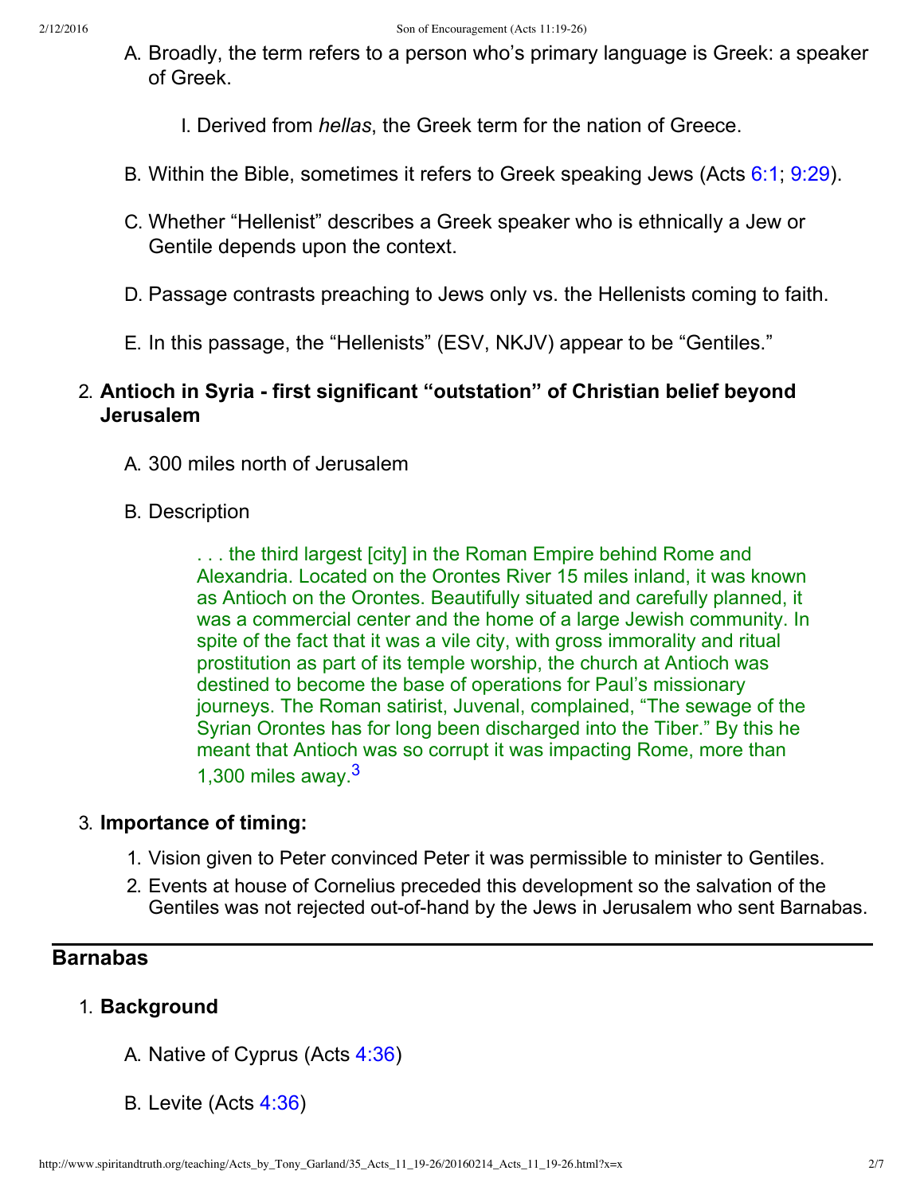A. Broadly, the term refers to a person who's primary language is Greek: a speaker of Greek.

   I. Derived from *hellas*, the Greek term for the nation of Greece.

B. Within the Bible, sometimes it refers to Greek speaking Jews (Acts 6:1; 9:29).

C. Whether "Hellenist" describes a Greek speaker who is ethnically a Jew or Gentile depends upon the context.

D. Passage contrasts preaching to Jews only vs. the Hellenists coming to faith.

E. In this passage, the "Hellenists" (ESV, NKJV) appear to be "Gentiles."

2. **Antioch in Syria - first significant "outstation" of Christian belief beyond Jerusalem**

   A. 300 miles north of Jerusalem

   B. Description

   > . . . the third largest [city] in the Roman Empire behind Rome and Alexandria. Located on the Orontes River 15 miles inland, it was known as Antioch on the Orontes. Beautifully situated and carefully planned, it was a commercial center and the home of a large Jewish community. In spite of the fact that it was a vile city, with gross immorality and ritual prostitution as part of its temple worship, the church at Antioch was destined to become the base of operations for Paul's missionary journeys. The Roman satirist, Juvenal, complained, "The sewage of the Syrian Orontes has for long been discharged into the Tiber." By this he meant that Antioch was so corrupt it was impacting Rome, more than 1,300 miles away.[3]

3. **Importance of timing:**

   1. Vision given to Peter convinced Peter it was permissible to minister to Gentiles.
   2. Events at house of Cornelius preceded this development so the salvation of the Gentiles was not rejected out-of-hand by the Jews in Jerusalem who sent Barnabas.

---

## Barnabas

1. **Background**

   A. Native of Cyprus (Acts 4:36)

   B. Levite (Acts 4:36)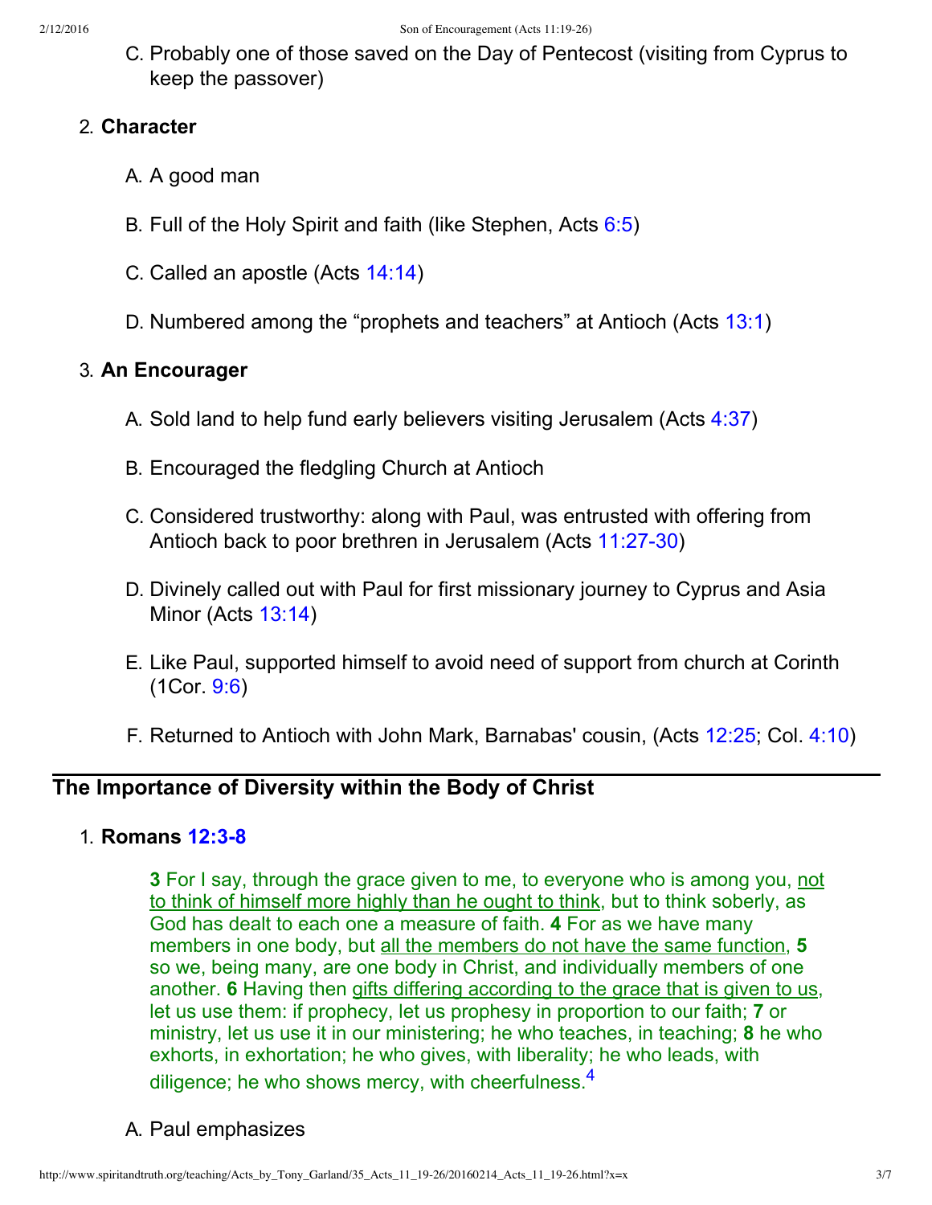C. Probably one of those saved on the Day of Pentecost (visiting from Cyprus to keep the passover)

2. **Character**

   A. A good man

   B. Full of the Holy Spirit and faith (like Stephen, Acts 6:5)

   C. Called an apostle (Acts 14:14)

   D. Numbered among the "prophets and teachers" at Antioch (Acts 13:1)

3. **An Encourager**

   A. Sold land to help fund early believers visiting Jerusalem (Acts 4:37)

   B. Encouraged the fledgling Church at Antioch

   C. Considered trustworthy: along with Paul, was entrusted with offering from Antioch back to poor brethren in Jerusalem (Acts 11:27-30)

   D. Divinely called out with Paul for first missionary journey to Cyprus and Asia Minor (Acts 13:14)

   E. Like Paul, supported himself to avoid need of support from church at Corinth (1Cor. 9:6)

   F. Returned to Antioch with John Mark, Barnabas' cousin, (Acts 12:25; Col. 4:10)

---

## The Importance of Diversity within the Body of Christ

1. **Romans 12:3-8**

   > **3** For I say, through the grace given to me, to everyone who is among you, <u>not to think of himself more highly than he ought to think</u>, but to think soberly, as God has dealt to each one a measure of faith. **4** For as we have many members in one body, but <u>all the members do not have the same function</u>, **5** so we, being many, are one body in Christ, and individually members of one another. **6** Having then <u>gifts differing according to the grace that is given to us</u>, let us use them: if prophecy, let us prophesy in proportion to our faith; **7** or ministry, let us use it in our ministering; he who teaches, in teaching; **8** he who exhorts, in exhortation; he who gives, with liberality; he who leads, with diligence; he who shows mercy, with cheerfulness.[4]

   A. Paul emphasizes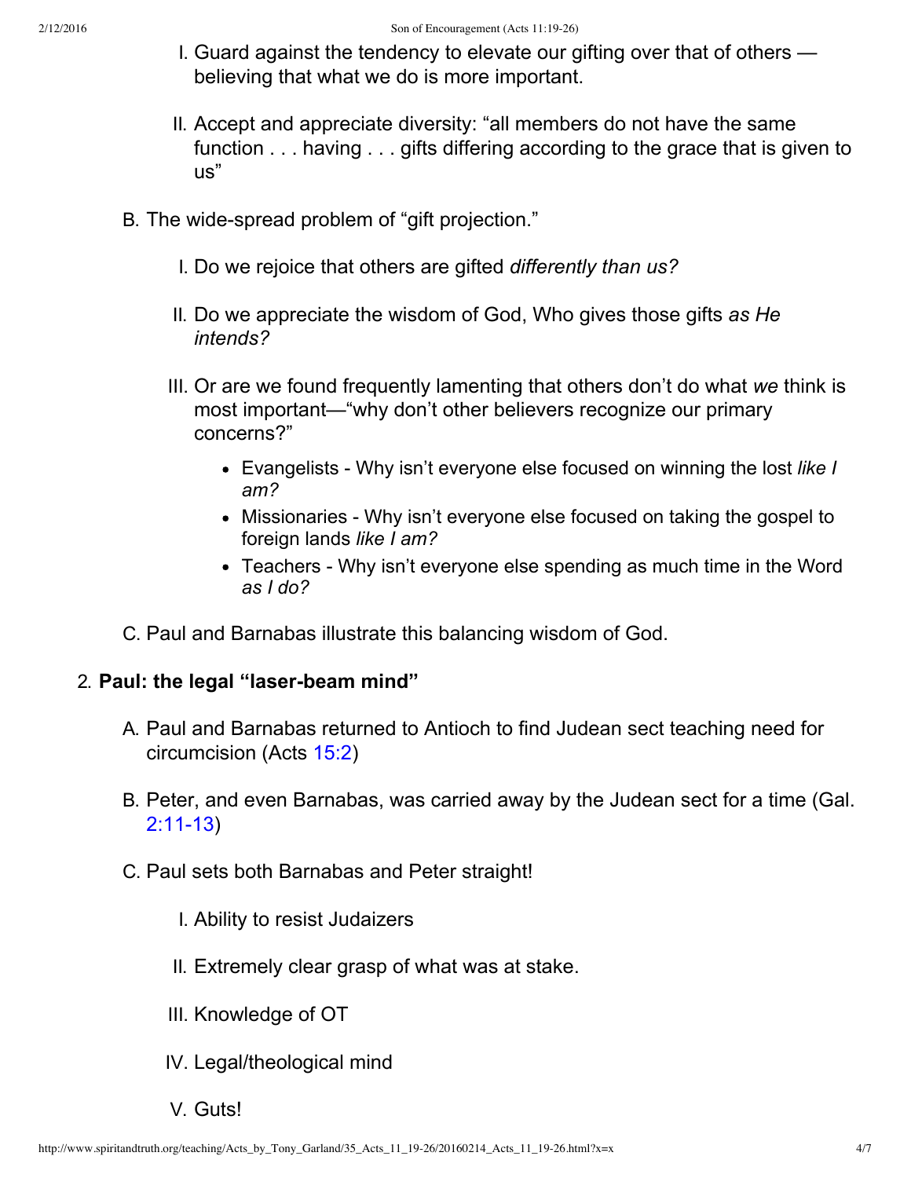I. Guard against the tendency to elevate our gifting over that of others — believing that what we do is more important.

   II. Accept and appreciate diversity: "all members do not have the same function . . . having . . . gifts differing according to the grace that is given to us"

B. The wide-spread problem of "gift projection."

   I. Do we rejoice that others are gifted *differently than us?*

   II. Do we appreciate the wisdom of God, Who gives those gifts *as He intends?*

   III. Or are we found frequently lamenting that others don't do what *we* think is most important—"why don't other believers recognize our primary concerns?"

   - Evangelists - Why isn't everyone else focused on winning the lost *like I am?*
   - Missionaries - Why isn't everyone else focused on taking the gospel to foreign lands *like I am?*
   - Teachers - Why isn't everyone else spending as much time in the Word *as I do?*

C. Paul and Barnabas illustrate this balancing wisdom of God.

2. **Paul: the legal "laser-beam mind"**

A. Paul and Barnabas returned to Antioch to find Judean sect teaching need for circumcision (Acts 15:2)

B. Peter, and even Barnabas, was carried away by the Judean sect for a time (Gal. 2:11-13)

C. Paul sets both Barnabas and Peter straight!

   I. Ability to resist Judaizers

   II. Extremely clear grasp of what was at stake.

   III. Knowledge of OT

   IV. Legal/theological mind

   V. Guts!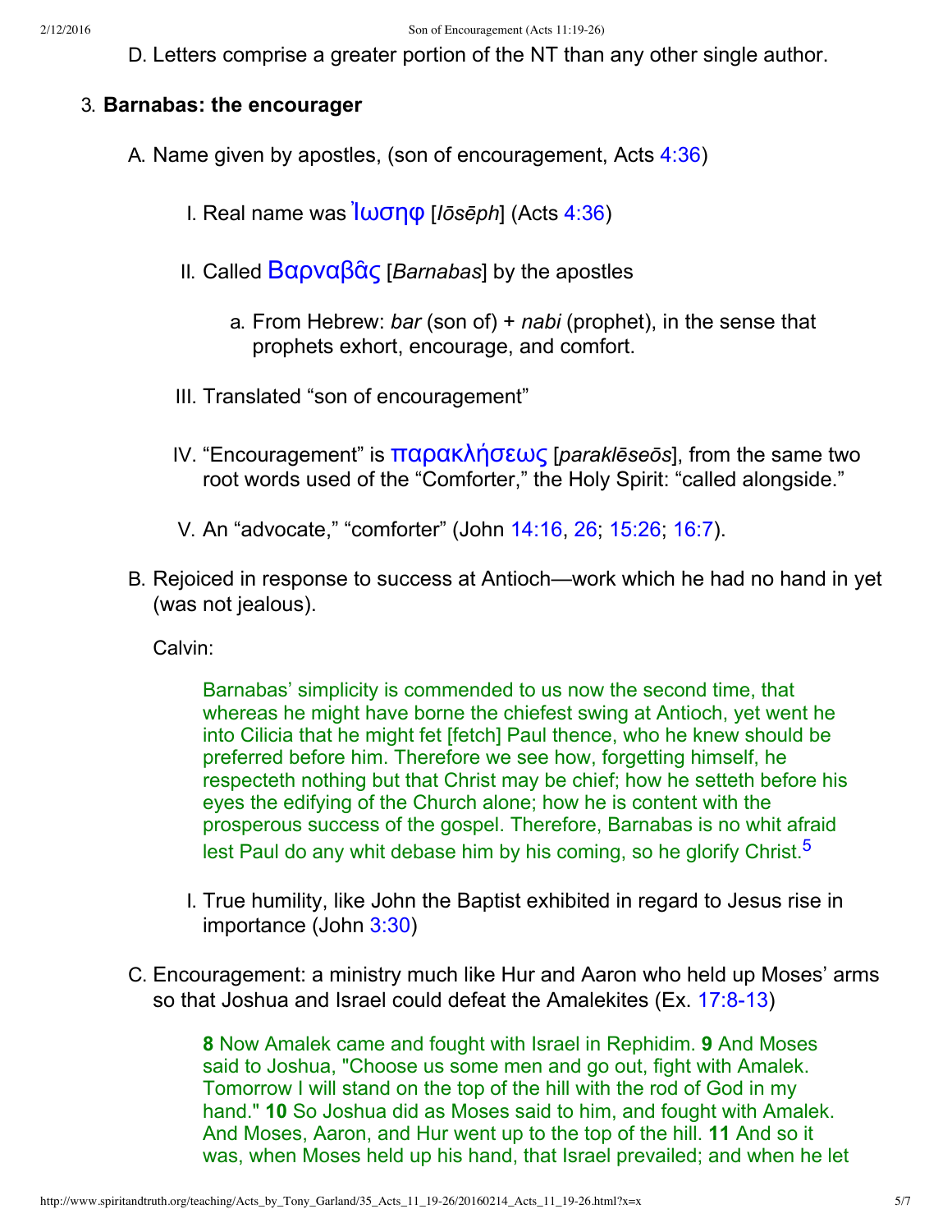D. Letters comprise a greater portion of the NT than any other single author.

3. **Barnabas: the encourager**

   A. Name given by apostles, (son of encouragement, Acts 4:36)

      I. Real name was Ἰωσηφ [*Iōsēph*] (Acts 4:36)

      II. Called Βαρναβᾶς [*Barnabas*] by the apostles

         a. From Hebrew: *bar* (son of) + *nabi* (prophet), in the sense that prophets exhort, encourage, and comfort.

      III. Translated "son of encouragement"

      IV. "Encouragement" is παρακλήσεως [*paraklēseōs*], from the same two root words used of the "Comforter," the Holy Spirit: "called alongside."

      V. An "advocate," "comforter" (John 14:16, 26; 15:26; 16:7).

   B. Rejoiced in response to success at Antioch—work which he had no hand in yet (was not jealous).

      Calvin:

      > Barnabas' simplicity is commended to us now the second time, that whereas he might have borne the chiefest swing at Antioch, yet went he into Cilicia that he might fet [fetch] Paul thence, who he knew should be preferred before him. Therefore we see how, forgetting himself, he respecteth nothing but that Christ may be chief; how he setteth before his eyes the edifying of the Church alone; how he is content with the prosperous success of the gospel. Therefore, Barnabas is no whit afraid lest Paul do any whit debase him by his coming, so he glorify Christ.[5]

      I. True humility, like John the Baptist exhibited in regard to Jesus rise in importance (John 3:30)

   C. Encouragement: a ministry much like Hur and Aaron who held up Moses' arms so that Joshua and Israel could defeat the Amalekites (Ex. 17:8-13)

      > **8** Now Amalek came and fought with Israel in Rephidim. **9** And Moses said to Joshua, "Choose us some men and go out, fight with Amalek. Tomorrow I will stand on the top of the hill with the rod of God in my hand." **10** So Joshua did as Moses said to him, and fought with Amalek. And Moses, Aaron, and Hur went up to the top of the hill. **11** And so it was, when Moses held up his hand, that Israel prevailed; and when he let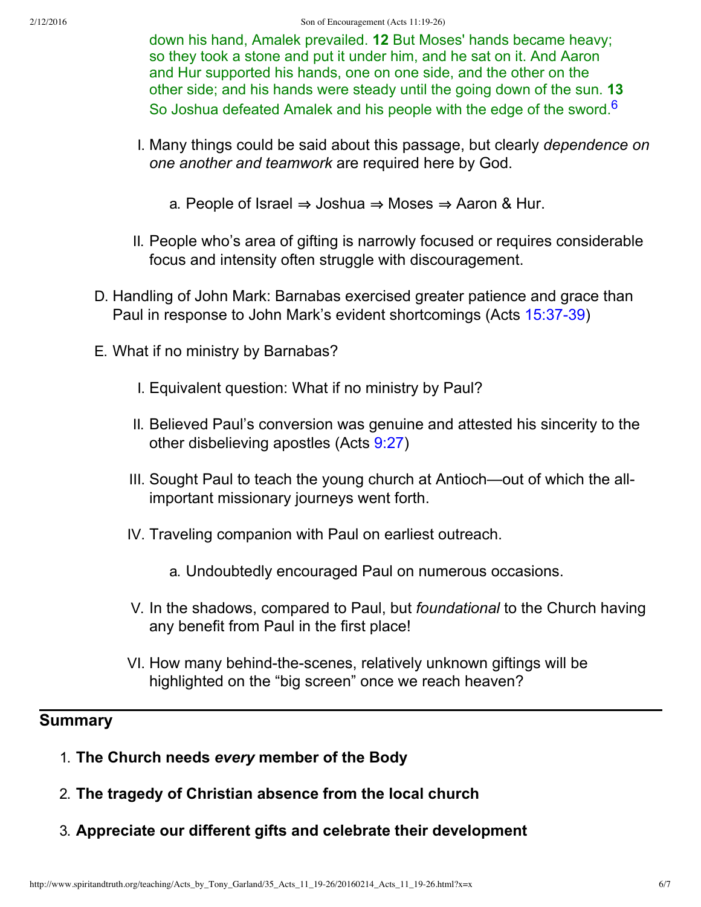down his hand, Amalek prevailed. **12** But Moses' hands became heavy; so they took a stone and put it under him, and he sat on it. And Aaron and Hur supported his hands, one on one side, and the other on the other side; and his hands were steady until the going down of the sun. **13** So Joshua defeated Amalek and his people with the edge of the sword.[6]

I. Many things could be said about this passage, but clearly *dependence on one another and teamwork* are required here by God.
   a. People of Israel ⇒ Joshua ⇒ Moses ⇒ Aaron & Hur.
II. People who's area of gifting is narrowly focused or requires considerable focus and intensity often struggle with discouragement.

D. Handling of John Mark: Barnabas exercised greater patience and grace than Paul in response to John Mark's evident shortcomings (Acts 15:37-39)

E. What if no ministry by Barnabas?
   I. Equivalent question: What if no ministry by Paul?
   II. Believed Paul's conversion was genuine and attested his sincerity to the other disbelieving apostles (Acts 9:27)
   III. Sought Paul to teach the young church at Antioch—out of which the all-important missionary journeys went forth.
   IV. Traveling companion with Paul on earliest outreach.
      a. Undoubtedly encouraged Paul on numerous occasions.
   V. In the shadows, compared to Paul, but *foundational* to the Church having any benefit from Paul in the first place!
   VI. How many behind-the-scenes, relatively unknown giftings will be highlighted on the "big screen" once we reach heaven?

## Summary

1. **The Church needs *every* member of the Body**
2. **The tragedy of Christian absence from the local church**
3. **Appreciate our different gifts and celebrate their development**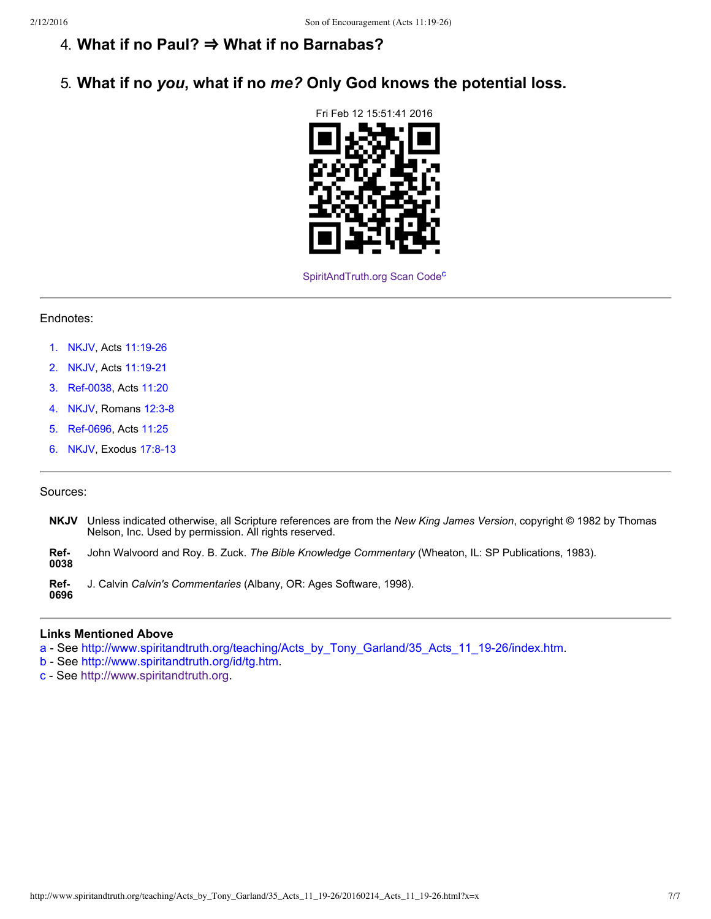4. **What if no Paul? ⇒ What if no Barnabas?**

5. **What if no *you*, what if no *me?* Only God knows the potential loss.**

Fri Feb 12 15:51:41 2016

SpiritAndTruth.org Scan Code[c]

---

Endnotes:

1. NKJV, Acts 11:19-26
2. NKJV, Acts 11:19-21
3. Ref-0038, Acts 11:20
4. NKJV, Romans 12:3-8
5. Ref-0696, Acts 11:25
6. NKJV, Exodus 17:8-13

---

Sources:

**NKJV** Unless indicated otherwise, all Scripture references are from the *New King James Version*, copyright © 1982 by Thomas Nelson, Inc. Used by permission. All rights reserved.

**Ref-0038** John Walvoord and Roy. B. Zuck. *The Bible Knowledge Commentary* (Wheaton, IL: SP Publications, 1983).

**Ref-0696** J. Calvin *Calvin's Commentaries* (Albany, OR: Ages Software, 1998).

---

**Links Mentioned Above**

a - See http://www.spiritandtruth.org/teaching/Acts_by_Tony_Garland/35_Acts_11_19-26/index.htm.
b - See http://www.spiritandtruth.org/id/tg.htm.
c - See http://www.spiritandtruth.org.